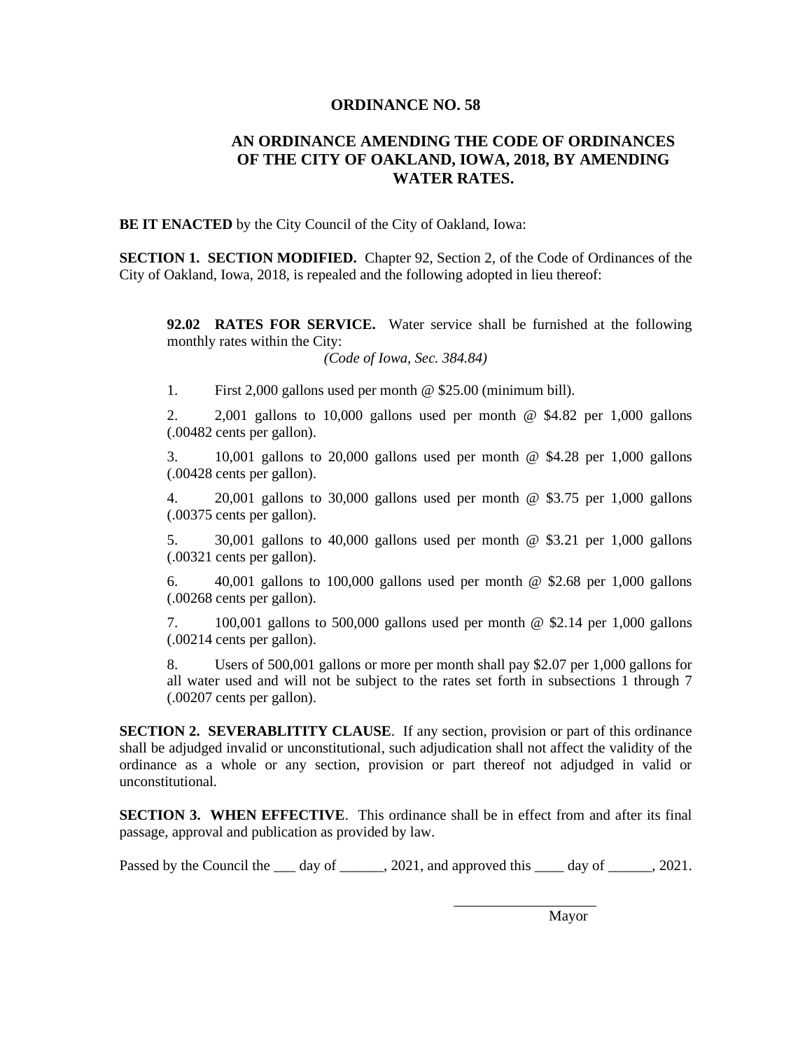# ORDINANCE NO. 58

## AN ORDINANCE AMENDING THE CODE OF ORDINANCES OF THE CITY OF OAKLAND, IOWA, 2018, BY AMENDING WATER RATES.

**BE IT ENACTED** by the City Council of the City of Oakland, Iowa:

**SECTION 1. SECTION MODIFIED.** Chapter 92, Section 2, of the Code of Ordinances of the City of Oakland, Iowa, 2018, is repealed and the following adopted in lieu thereof:

> **92.02 RATES FOR SERVICE.** Water service shall be furnished at the following monthly rates within the City:
>
> *(Code of Iowa, Sec. 384.84)*
>
> 1. First 2,000 gallons used per month @ $25.00 (minimum bill).
>
> 2. 2,001 gallons to 10,000 gallons used per month @ $4.82 per 1,000 gallons (.00482 cents per gallon).
>
> 3. 10,001 gallons to 20,000 gallons used per month @ $4.28 per 1,000 gallons (.00428 cents per gallon).
>
> 4. 20,001 gallons to 30,000 gallons used per month @ $3.75 per 1,000 gallons (.00375 cents per gallon).
>
> 5. 30,001 gallons to 40,000 gallons used per month @ $3.21 per 1,000 gallons (.00321 cents per gallon).
>
> 6. 40,001 gallons to 100,000 gallons used per month @ $2.68 per 1,000 gallons (.00268 cents per gallon).
>
> 7. 100,001 gallons to 500,000 gallons used per month @ $2.14 per 1,000 gallons (.00214 cents per gallon).
>
> 8. Users of 500,001 gallons or more per month shall pay $2.07 per 1,000 gallons for all water used and will not be subject to the rates set forth in subsections 1 through 7 (.00207 cents per gallon).

**SECTION 2. SEVERABLITITY CLAUSE**. If any section, provision or part of this ordinance shall be adjudged invalid or unconstitutional, such adjudication shall not affect the validity of the ordinance as a whole or any section, provision or part thereof not adjudged in valid or unconstitutional.

**SECTION 3. WHEN EFFECTIVE**. This ordinance shall be in effect from and after its final passage, approval and publication as provided by law.

Passed by the Council the ___ day of ______, 2021, and approved this ____ day of ______, 2021.

____________________
Mayor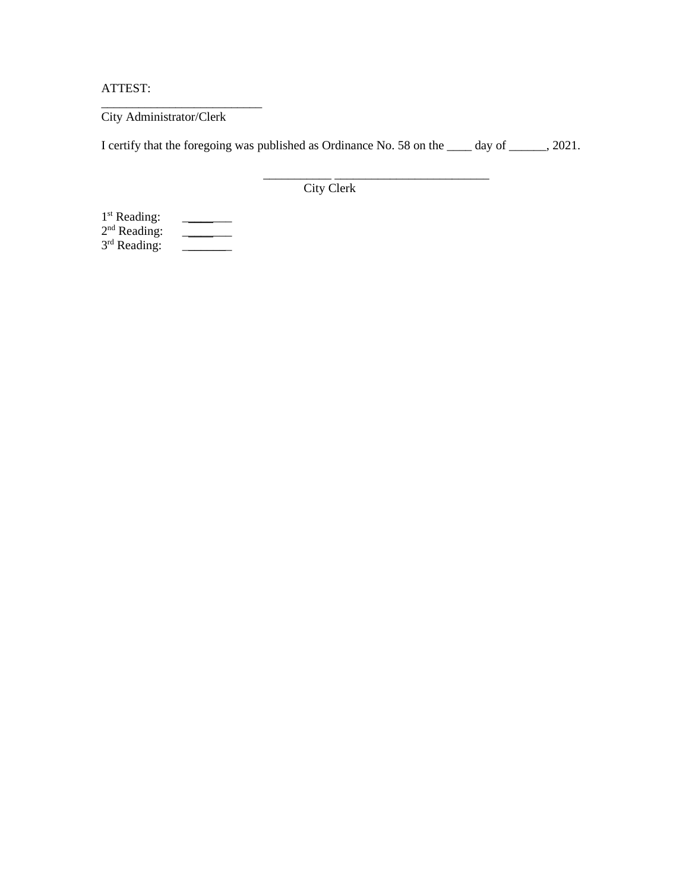ATTEST:

__________________________

City Administrator/Clerk

I certify that the foregoing was published as Ordinance No. 58 on the ____ day of ______, 2021.

___________ _________________________

City Clerk

1st Reading: ________

2nd Reading: ________

3rd Reading: ________